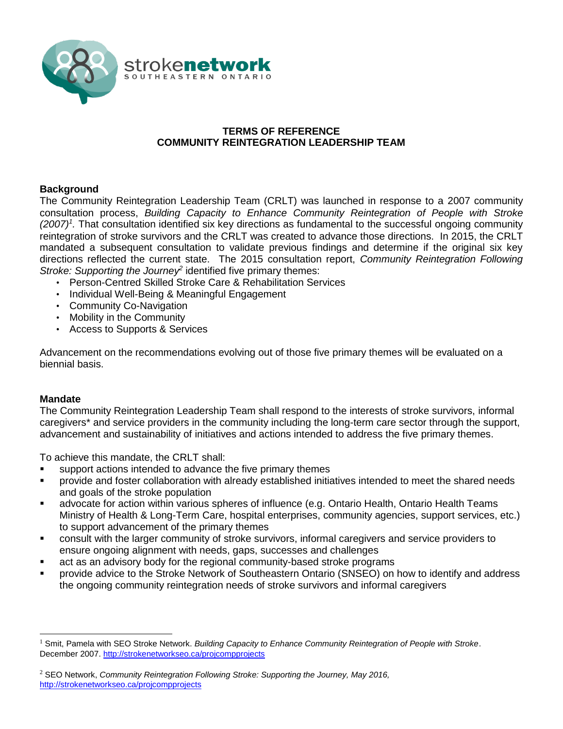stroke**network**
SOUTHEASTERN ONTARIO

# TERMS OF REFERENCE
# COMMUNITY REINTEGRATION LEADERSHIP TEAM

## Background

The Community Reintegration Leadership Team (CRLT) was launched in response to a 2007 community consultation process, *Building Capacity to Enhance Community Reintegration of People with Stroke (2007)*[1]. That consultation identified six key directions as fundamental to the successful ongoing community reintegration of stroke survivors and the CRLT was created to advance those directions. In 2015, the CRLT mandated a subsequent consultation to validate previous findings and determine if the original six key directions reflected the current state. The 2015 consultation report, *Community Reintegration Following Stroke: Supporting the Journey*[2] identified five primary themes:

- Person-Centred Skilled Stroke Care & Rehabilitation Services
- Individual Well-Being & Meaningful Engagement
- Community Co-Navigation
- Mobility in the Community
- Access to Supports & Services

Advancement on the recommendations evolving out of those five primary themes will be evaluated on a biennial basis.

## Mandate

The Community Reintegration Leadership Team shall respond to the interests of stroke survivors, informal caregivers* and service providers in the community including the long-term care sector through the support, advancement and sustainability of initiatives and actions intended to address the five primary themes.

To achieve this mandate, the CRLT shall:

- support actions intended to advance the five primary themes
- provide and foster collaboration with already established initiatives intended to meet the shared needs and goals of the stroke population
- advocate for action within various spheres of influence (e.g. Ontario Health, Ontario Health Teams Ministry of Health & Long-Term Care, hospital enterprises, community agencies, support services, etc.) to support advancement of the primary themes
- consult with the larger community of stroke survivors, informal caregivers and service providers to ensure ongoing alignment with needs, gaps, successes and challenges
- act as an advisory body for the regional community-based stroke programs
- provide advice to the Stroke Network of Southeastern Ontario (SNSEO) on how to identify and address the ongoing community reintegration needs of stroke survivors and informal caregivers

---

[1] Smit, Pamela with SEO Stroke Network. *Building Capacity to Enhance Community Reintegration of People with Stroke*. December 2007. http://strokenetworkseo.ca/projcompprojects

[2] SEO Network, *Community Reintegration Following Stroke: Supporting the Journey, May 2016,* http://strokenetworkseo.ca/projcompprojects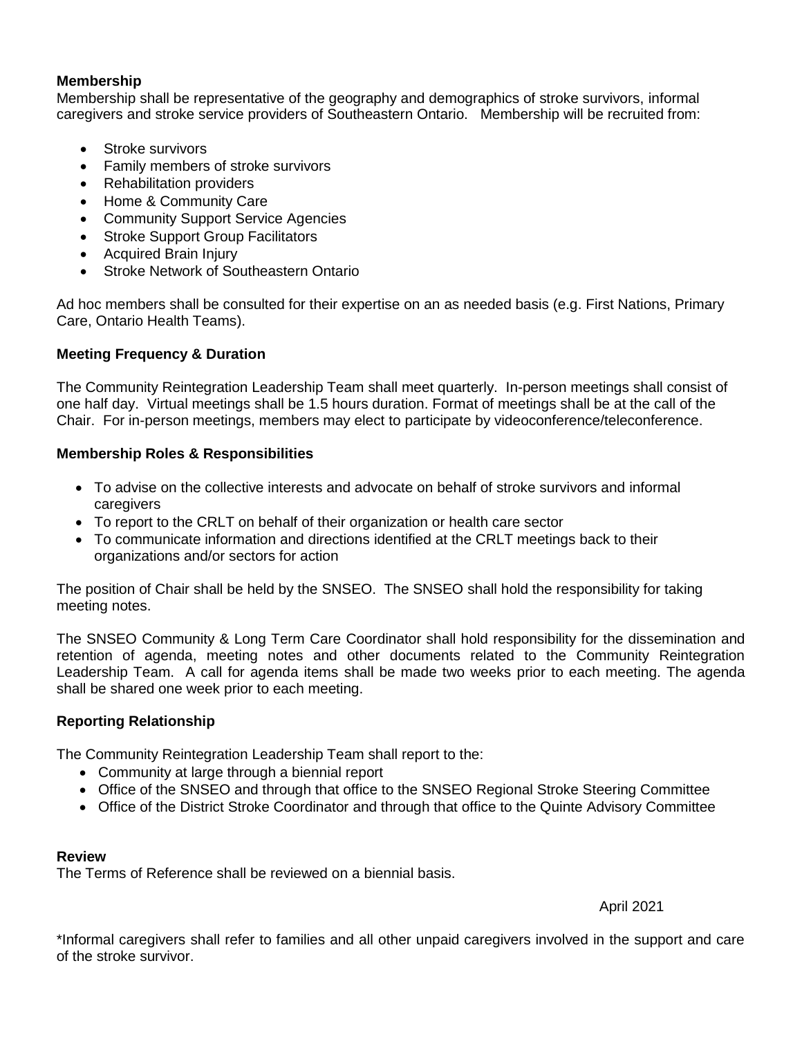**Membership**
Membership shall be representative of the geography and demographics of stroke survivors, informal caregivers and stroke service providers of Southeastern Ontario. Membership will be recruited from:

- Stroke survivors
- Family members of stroke survivors
- Rehabilitation providers
- Home & Community Care
- Community Support Service Agencies
- Stroke Support Group Facilitators
- Acquired Brain Injury
- Stroke Network of Southeastern Ontario

Ad hoc members shall be consulted for their expertise on an as needed basis (e.g. First Nations, Primary Care, Ontario Health Teams).

**Meeting Frequency & Duration**

The Community Reintegration Leadership Team shall meet quarterly. In-person meetings shall consist of one half day. Virtual meetings shall be 1.5 hours duration. Format of meetings shall be at the call of the Chair. For in-person meetings, members may elect to participate by videoconference/teleconference.

**Membership Roles & Responsibilities**

- To advise on the collective interests and advocate on behalf of stroke survivors and informal caregivers
- To report to the CRLT on behalf of their organization or health care sector
- To communicate information and directions identified at the CRLT meetings back to their organizations and/or sectors for action

The position of Chair shall be held by the SNSEO. The SNSEO shall hold the responsibility for taking meeting notes.

The SNSEO Community & Long Term Care Coordinator shall hold responsibility for the dissemination and retention of agenda, meeting notes and other documents related to the Community Reintegration Leadership Team. A call for agenda items shall be made two weeks prior to each meeting. The agenda shall be shared one week prior to each meeting.

**Reporting Relationship**

The Community Reintegration Leadership Team shall report to the:

- Community at large through a biennial report
- Office of the SNSEO and through that office to the SNSEO Regional Stroke Steering Committee
- Office of the District Stroke Coordinator and through that office to the Quinte Advisory Committee

**Review**
The Terms of Reference shall be reviewed on a biennial basis.

April 2021

*Informal caregivers shall refer to families and all other unpaid caregivers involved in the support and care of the stroke survivor.